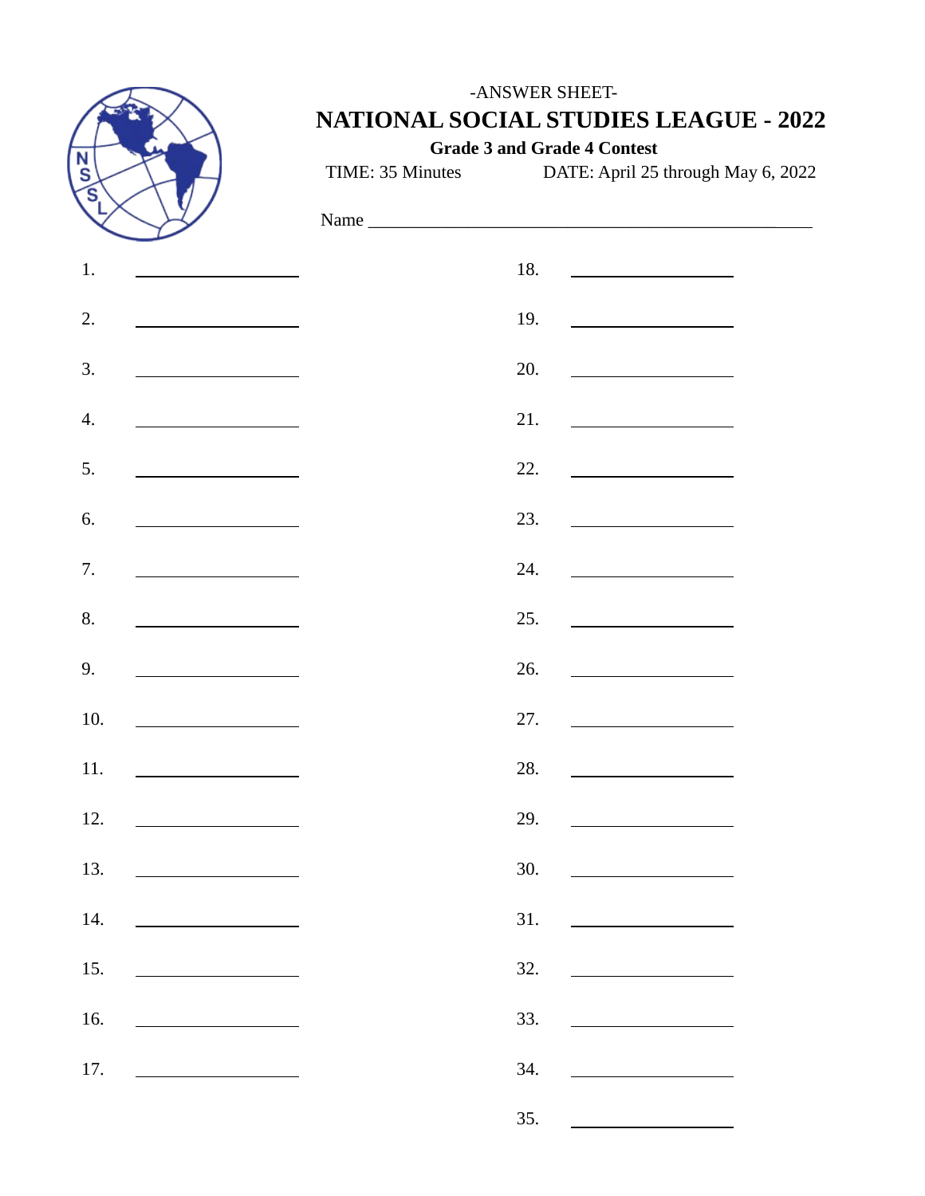-ANSWER SHEET-

# NATIONAL SOCIAL STUDIES LEAGUE - 2022

**Grade 3 and Grade 4 Contest**

TIME: 35 Minutes DATE: April 25 through May 6, 2022

Name ______________________________________________

1. ____________________
2. ____________________
3. ____________________
4. ____________________
5. ____________________
6. ____________________
7. ____________________
8. ____________________
9. ____________________
10. ____________________
11. ____________________
12. ____________________
13. ____________________
14. ____________________
15. ____________________
16. ____________________
17. ____________________
18. ____________________
19. ____________________
20. ____________________
21. ____________________
22. ____________________
23. ____________________
24. ____________________
25. ____________________
26. ____________________
27. ____________________
28. ____________________
29. ____________________
30. ____________________
31. ____________________
32. ____________________
33. ____________________
34. ____________________
35. ____________________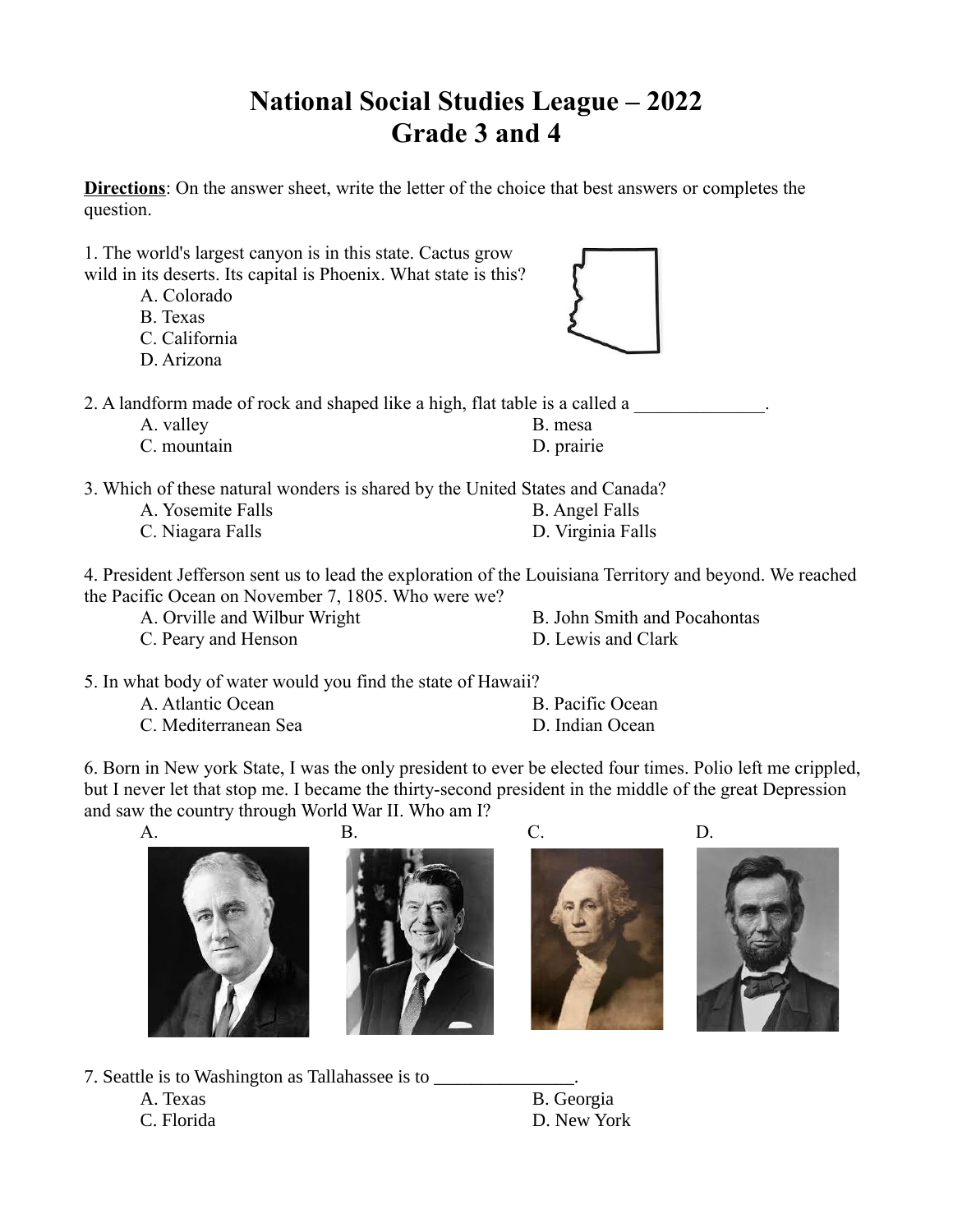# National Social Studies League – 2022
# Grade 3 and 4

**Directions**: On the answer sheet, write the letter of the choice that best answers or completes the question.

1. The world's largest canyon is in this state. Cactus grow wild in its deserts. Its capital is Phoenix. What state is this?
   - A. Colorado
   - B. Texas
   - C. California
   - D. Arizona

2. A landform made of rock and shaped like a high, flat table is a called a ______________.
   - A. valley
   - B. mesa
   - C. mountain
   - D. prairie

3. Which of these natural wonders is shared by the United States and Canada?
   - A. Yosemite Falls
   - B. Angel Falls
   - C. Niagara Falls
   - D. Virginia Falls

4. President Jefferson sent us to lead the exploration of the Louisiana Territory and beyond. We reached the Pacific Ocean on November 7, 1805. Who were we?
   - A. Orville and Wilbur Wright
   - B. John Smith and Pocahontas
   - C. Peary and Henson
   - D. Lewis and Clark

5. In what body of water would you find the state of Hawaii?
   - A. Atlantic Ocean
   - B. Pacific Ocean
   - C. Mediterranean Sea
   - D. Indian Ocean

6. Born in New york State, I was the only president to ever be elected four times. Polio left me crippled, but I never let that stop me. I became the thirty-second president in the middle of the great Depression and saw the country through World War II. Who am I?
   - A.
   - B.
   - C.
   - D.

7. Seattle is to Washington as Tallahassee is to _______________.
   - A. Texas
   - B. Georgia
   - C. Florida
   - D. New York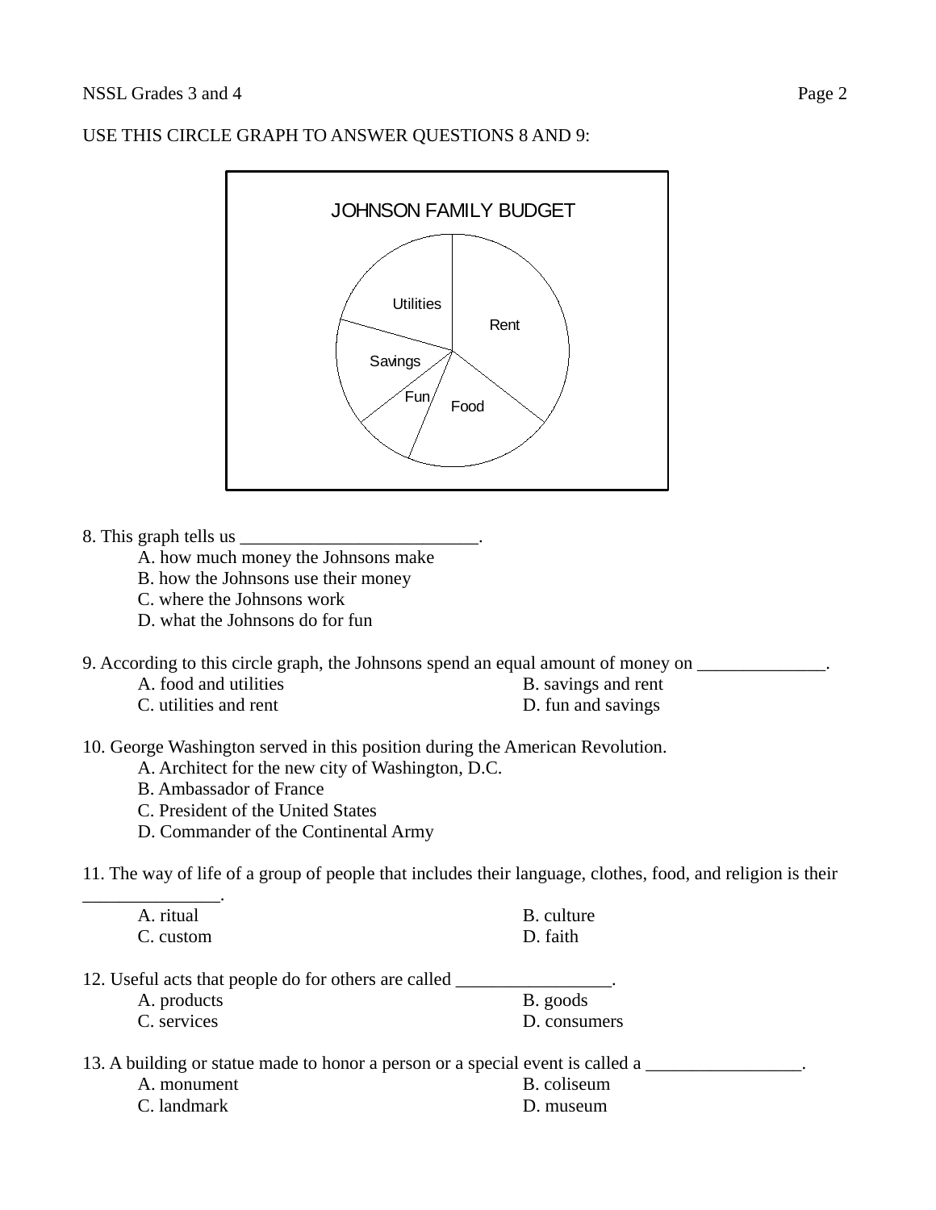USE THIS CIRCLE GRAPH TO ANSWER QUESTIONS 8 AND 9:

JOHNSON FAMILY BUDGET

Utilities
Rent
Savings
Fun
Food

8. This graph tells us _________________________.
   - A. how much money the Johnsons make
   - B. how the Johnsons use their money
   - C. where the Johnsons work
   - D. what the Johnsons do for fun

9. According to this circle graph, the Johnsons spend an equal amount of money on ______________.
   - A. food and utilities
   - B. savings and rent
   - C. utilities and rent
   - D. fun and savings

10. George Washington served in this position during the American Revolution.
   - A. Architect for the new city of Washington, D.C.
   - B. Ambassador of France
   - C. President of the United States
   - D. Commander of the Continental Army

11. The way of life of a group of people that includes their language, clothes, food, and religion is their ______________.
   - A. ritual
   - B. culture
   - C. custom
   - D. faith

12. Useful acts that people do for others are called _________________.
   - A. products
   - B. goods
   - C. services
   - D. consumers

13. A building or statue made to honor a person or a special event is called a ________________.
   - A. monument
   - B. coliseum
   - C. landmark
   - D. museum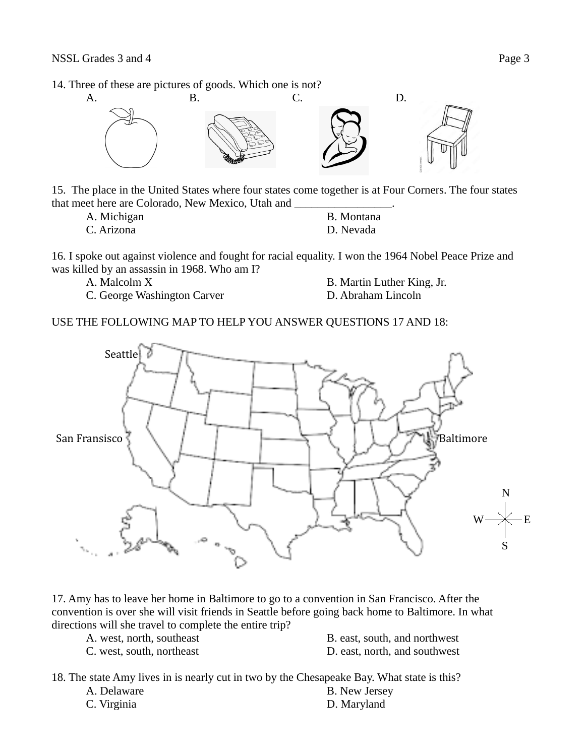14. Three of these are pictures of goods. Which one is not?

A. B. C. D.

15. The place in the United States where four states come together is at Four Corners. The four states that meet here are Colorado, New Mexico, Utah and _________________.

A. Michigan
B. Montana
C. Arizona
D. Nevada

16. I spoke out against violence and fought for racial equality. I won the 1964 Nobel Peace Prize and was killed by an assassin in 1968. Who am I?

A. Malcolm X
B. Martin Luther King, Jr.
C. George Washington Carver
D. Abraham Lincoln

USE THE FOLLOWING MAP TO HELP YOU ANSWER QUESTIONS 17 AND 18:

Seattle

San Fransisco

Baltimore

N
W E
S

17. Amy has to leave her home in Baltimore to go to a convention in San Francisco. After the convention is over she will visit friends in Seattle before going back home to Baltimore. In what directions will she travel to complete the entire trip?

A. west, north, southeast
B. east, south, and northwest
C. west, south, northeast
D. east, north, and southwest

18. The state Amy lives in is nearly cut in two by the Chesapeake Bay. What state is this?

A. Delaware
B. New Jersey
C. Virginia
D. Maryland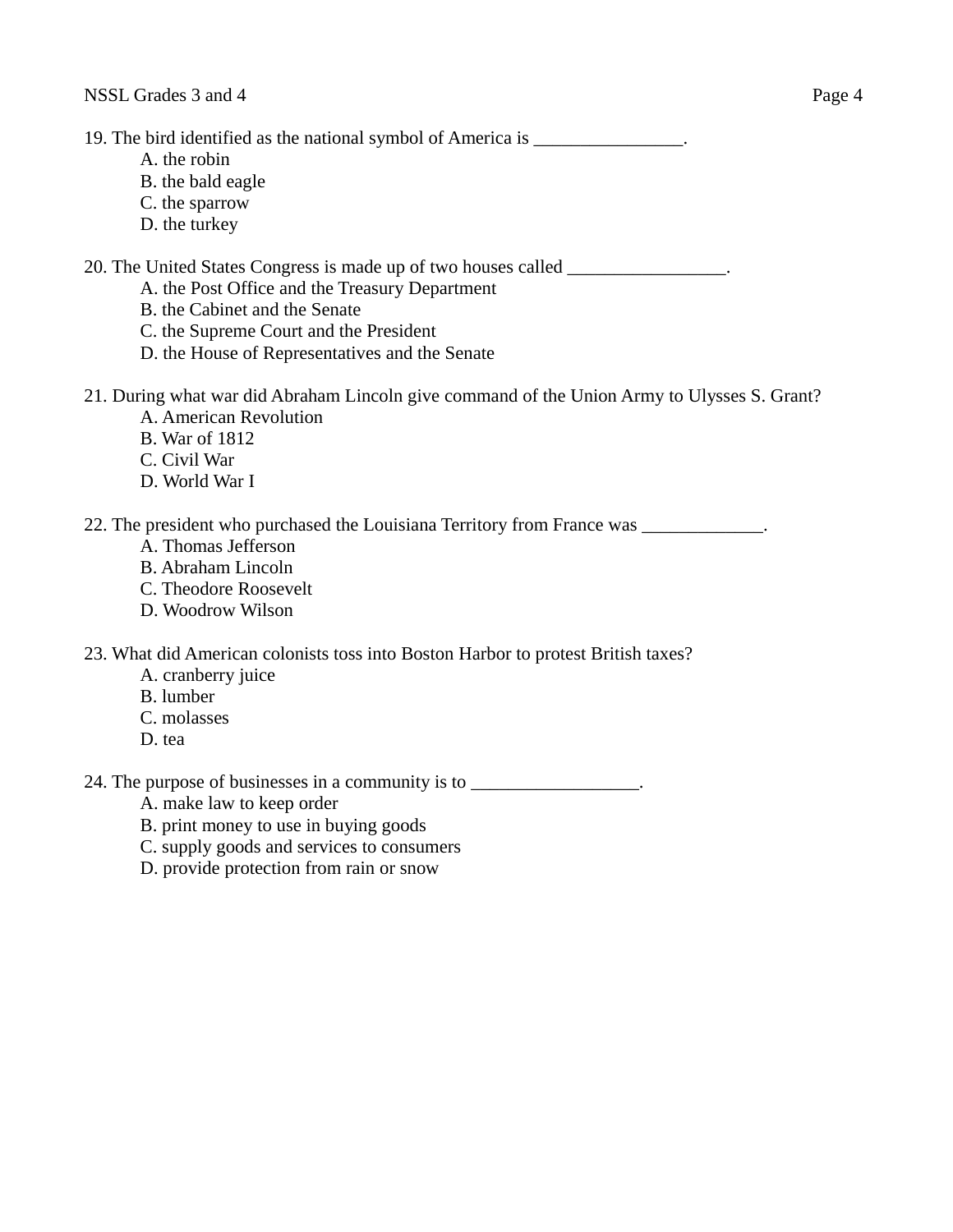19. The bird identified as the national symbol of America is ________________.
    A. the robin
    B. the bald eagle
    C. the sparrow
    D. the turkey

20. The United States Congress is made up of two houses called _________________.
    A. the Post Office and the Treasury Department
    B. the Cabinet and the Senate
    C. the Supreme Court and the President
    D. the House of Representatives and the Senate

21. During what war did Abraham Lincoln give command of the Union Army to Ulysses S. Grant?
    A. American Revolution
    B. War of 1812
    C. Civil War
    D. World War I

22. The president who purchased the Louisiana Territory from France was _____________.
    A. Thomas Jefferson
    B. Abraham Lincoln
    C. Theodore Roosevelt
    D. Woodrow Wilson

23. What did American colonists toss into Boston Harbor to protest British taxes?
    A. cranberry juice
    B. lumber
    C. molasses
    D. tea

24. The purpose of businesses in a community is to __________________.
    A. make law to keep order
    B. print money to use in buying goods
    C. supply goods and services to consumers
    D. provide protection from rain or snow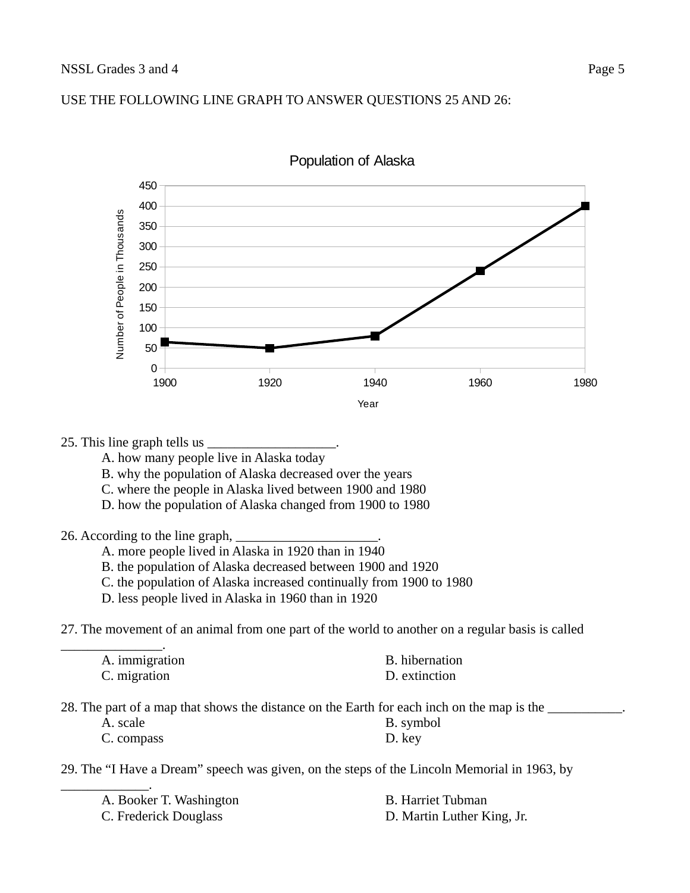USE THE FOLLOWING LINE GRAPH TO ANSWER QUESTIONS 25 AND 26:

**Population of Alaska**

| Year | Number of People in Thousands |
|---|---|
| 1900 | 65 |
| 1920 | 50 |
| 1940 | 80 |
| 1960 | 240 |
| 1980 | 400 |

25. This line graph tells us ___________________.
    - A. how many people live in Alaska today
    - B. why the population of Alaska decreased over the years
    - C. where the people in Alaska lived between 1900 and 1980
    - D. how the population of Alaska changed from 1900 to 1980

26. According to the line graph, _____________________.
    - A. more people lived in Alaska in 1920 than in 1940
    - B. the population of Alaska decreased between 1900 and 1920
    - C. the population of Alaska increased continually from 1900 to 1980
    - D. less people lived in Alaska in 1960 than in 1920

27. The movement of an animal from one part of the world to another on a regular basis is called _______________.
    - A. immigration
    - B. hibernation
    - C. migration
    - D. extinction

28. The part of a map that shows the distance on the Earth for each inch on the map is the ___________.
    - A. scale
    - B. symbol
    - C. compass
    - D. key

29. The "I Have a Dream" speech was given, on the steps of the Lincoln Memorial in 1963, by _____________.
    - A. Booker T. Washington
    - B. Harriet Tubman
    - C. Frederick Douglass
    - D. Martin Luther King, Jr.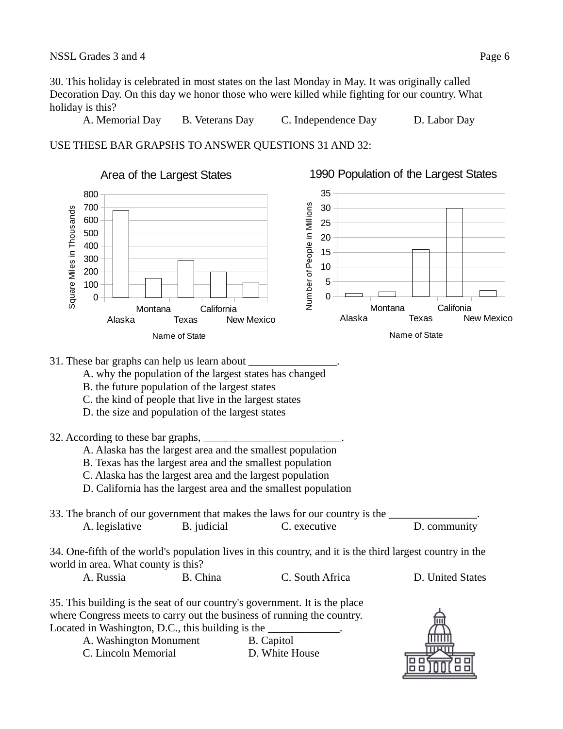30. This holiday is celebrated in most states on the last Monday in May. It was originally called Decoration Day. On this day we honor those who were killed while fighting for our country. What holiday is this?

A. Memorial Day B. Veterans Day C. Independence Day D. Labor Day

USE THESE BAR GRAPSHS TO ANSWER QUESTIONS 31 AND 32:

Area of the Largest States

800
700
600
500
400
300
200
100
0

Square Miles in Thousands

Alaska
Montana
Texas
California
New Mexico

Name of State

1990 Population of the Largest States

35
30
25
20
15
10
5
0

Number of People in Millions

Alaska
Montana
Texas
Califonia
New Mexico

Name of State

31. These bar graphs can help us learn about ________________.
   A. why the population of the largest states has changed
   B. the future population of the largest states
   C. the kind of people that live in the largest states
   D. the size and population of the largest states

32. According to these bar graphs, _________________________.
   A. Alaska has the largest area and the smallest population
   B. Texas has the largest area and the smallest population
   C. Alaska has the largest area and the largest population
   D. California has the largest area and the smallest population

33. The branch of our government that makes the laws for our country is the ________________.

A. legislative B. judicial C. executive D. community

34. One-fifth of the world's population lives in this country, and it is the third largest country in the world in area. What county is this?

A. Russia B. China C. South Africa D. United States

35. This building is the seat of our country's government. It is the place where Congress meets to carry out the business of running the country. Located in Washington, D.C., this building is the _____________.

A. Washington Monument B. Capitol
C. Lincoln Memorial D. White House